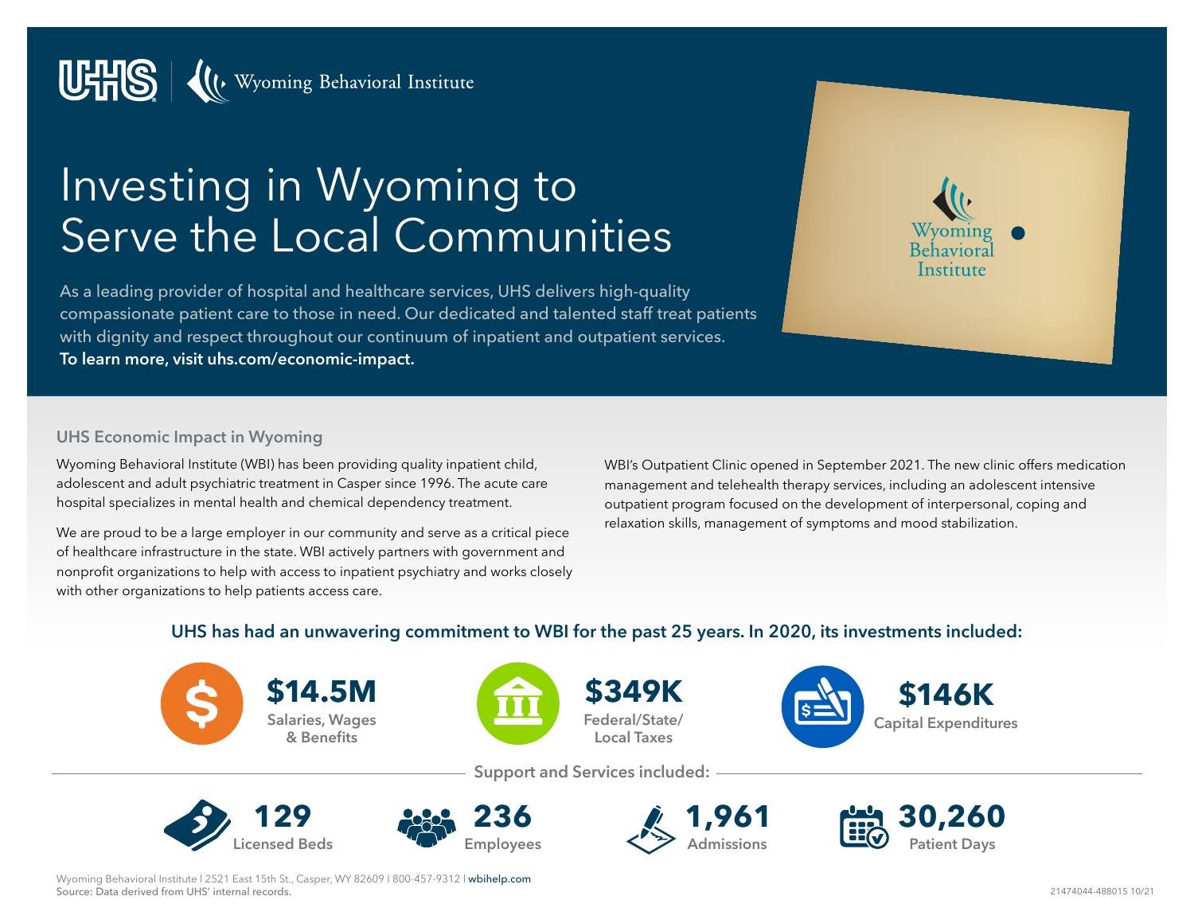UHS | Wyoming Behavioral Institute

# Investing in Wyoming to Serve the Local Communities

As a leading provider of hospital and healthcare services, UHS delivers high-quality compassionate patient care to those in need. Our dedicated and talented staff treat patients with dignity and respect throughout our continuum of inpatient and outpatient services.
**To learn more, visit uhs.com/economic-impact.**

## UHS Economic Impact in Wyoming

Wyoming Behavioral Institute (WBI) has been providing quality inpatient child, adolescent and adult psychiatric treatment in Casper since 1996. The acute care hospital specializes in mental health and chemical dependency treatment.

We are proud to be a large employer in our community and serve as a critical piece of healthcare infrastructure in the state. WBI actively partners with government and nonprofit organizations to help with access to inpatient psychiatry and works closely with other organizations to help patients access care.

WBI's Outpatient Clinic opened in September 2021. The new clinic offers medication management and telehealth therapy services, including an adolescent intensive outpatient program focused on the development of interpersonal, coping and relaxation skills, management of symptoms and mood stabilization.

### UHS has had an unwavering commitment to WBI for the past 25 years. In 2020, its investments included:

- **$14.5M** Salaries, Wages & Benefits
- **$349K** Federal/State/Local Taxes
- **$146K** Capital Expenditures

**Support and Services included:**

- **129** Licensed Beds
- **236** Employees
- **1,961** Admissions
- **30,260** Patient Days

Wyoming Behavioral Institute | 2521 East 15th St., Casper, WY 82609 | 800-457-9312 | wbihelp.com
Source: Data derived from UHS' internal records.

21474044-488015 10/21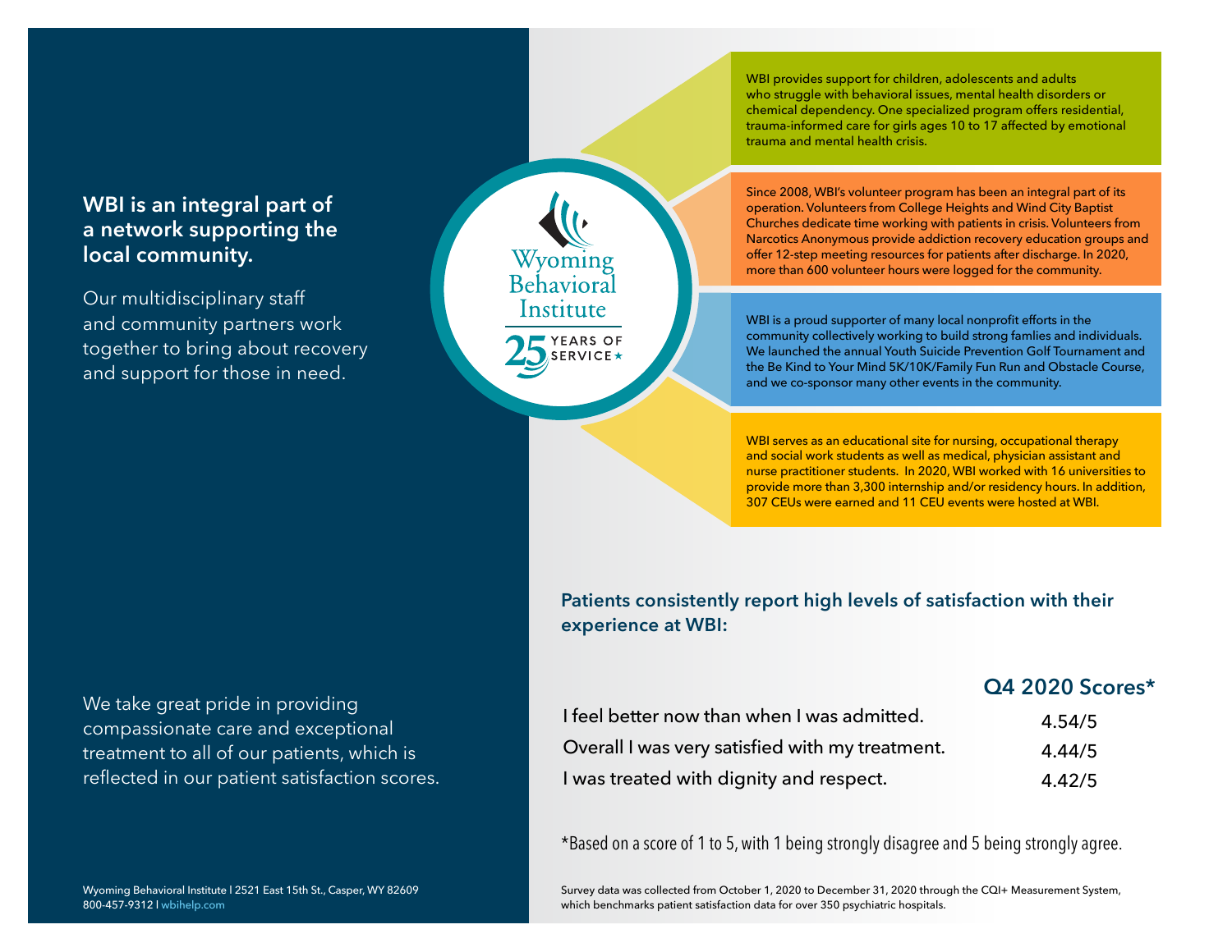## WBI is an integral part of a network supporting the local community.

Our multidisciplinary staff and community partners work together to bring about recovery and support for those in need.

Wyoming Behavioral Institute

25 YEARS OF SERVICE

WBI provides support for children, adolescents and adults who struggle with behavioral issues, mental health disorders or chemical dependency. One specialized program offers residential, trauma-informed care for girls ages 10 to 17 affected by emotional trauma and mental health crisis.

Since 2008, WBI's volunteer program has been an integral part of its operation. Volunteers from College Heights and Wind City Baptist Churches dedicate time working with patients in crisis. Volunteers from Narcotics Anonymous provide addiction recovery education groups and offer 12-step meeting resources for patients after discharge. In 2020, more than 600 volunteer hours were logged for the community.

WBI is a proud supporter of many local nonprofit efforts in the community collectively working to build strong famlies and individuals. We launched the annual Youth Suicide Prevention Golf Tournament and the Be Kind to Your Mind 5K/10K/Family Fun Run and Obstacle Course, and we co-sponsor many other events in the community.

WBI serves as an educational site for nursing, occupational therapy and social work students as well as medical, physician assistant and nurse practitioner students. In 2020, WBI worked with 16 universities to provide more than 3,300 internship and/or residency hours. In addition, 307 CEUs were earned and 11 CEU events were hosted at WBI.

We take great pride in providing compassionate care and exceptional treatment to all of our patients, which is reflected in our patient satisfaction scores.

### Patients consistently report high levels of satisfaction with their experience at WBI:

| | Q4 2020 Scores* |
|---|---|
| I feel better now than when I was admitted. | 4.54/5 |
| Overall I was very satisfied with my treatment. | 4.44/5 |
| I was treated with dignity and respect. | 4.42/5 |

*Based on a score of 1 to 5, with 1 being strongly disagree and 5 being strongly agree.

Survey data was collected from October 1, 2020 to December 31, 2020 through the CQI+ Measurement System, which benchmarks patient satisfaction data for over 350 psychiatric hospitals.

Wyoming Behavioral Institute | 2521 East 15th St., Casper, WY 82609
800-457-9312 | wbihelp.com